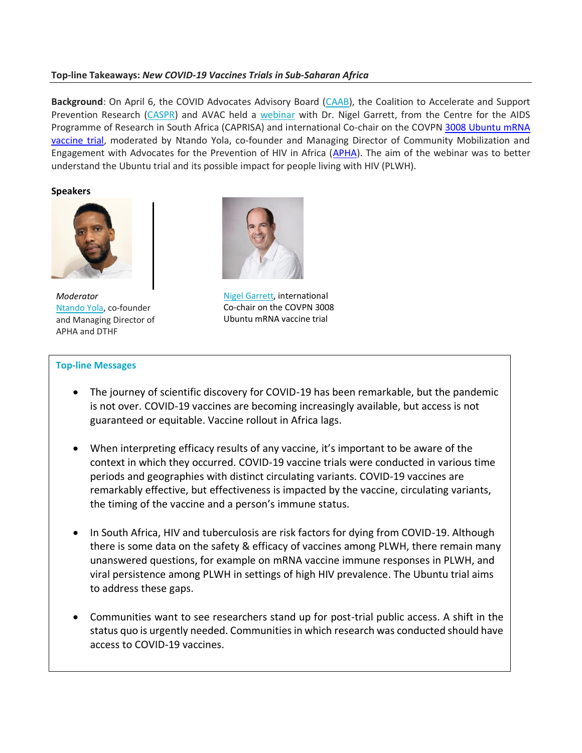**Top-line Takeaways:** ***New COVID-19 Vaccines Trials in Sub-Saharan Africa***

**Background**: On April 6, the COVID Advocates Advisory Board (CAAB), the Coalition to Accelerate and Support Prevention Research (CASPR) and AVAC held a webinar with Dr. Nigel Garrett, from the Centre for the AIDS Programme of Research in South Africa (CAPRISA) and international Co-chair on the COVPN 3008 Ubuntu mRNA vaccine trial, moderated by Ntando Yola, co-founder and Managing Director of Community Mobilization and Engagement with Advocates for the Prevention of HIV in Africa (APHA). The aim of the webinar was to better understand the Ubuntu trial and its possible impact for people living with HIV (PLWH).

**Speakers**

*Moderator*
Ntando Yola, co-founder and Managing Director of APHA and DTHF

Nigel Garrett, international Co-chair on the COVPN 3008 Ubuntu mRNA vaccine trial

## Top-line Messages

- The journey of scientific discovery for COVID-19 has been remarkable, but the pandemic is not over. COVID-19 vaccines are becoming increasingly available, but access is not guaranteed or equitable. Vaccine rollout in Africa lags.
- When interpreting efficacy results of any vaccine, it's important to be aware of the context in which they occurred. COVID-19 vaccine trials were conducted in various time periods and geographies with distinct circulating variants. COVID-19 vaccines are remarkably effective, but effectiveness is impacted by the vaccine, circulating variants, the timing of the vaccine and a person's immune status.
- In South Africa, HIV and tuberculosis are risk factors for dying from COVID-19. Although there is some data on the safety & efficacy of vaccines among PLWH, there remain many unanswered questions, for example on mRNA vaccine immune responses in PLWH, and viral persistence among PLWH in settings of high HIV prevalence. The Ubuntu trial aims to address these gaps.
- Communities want to see researchers stand up for post-trial public access. A shift in the status quo is urgently needed. Communities in which research was conducted should have access to COVID-19 vaccines.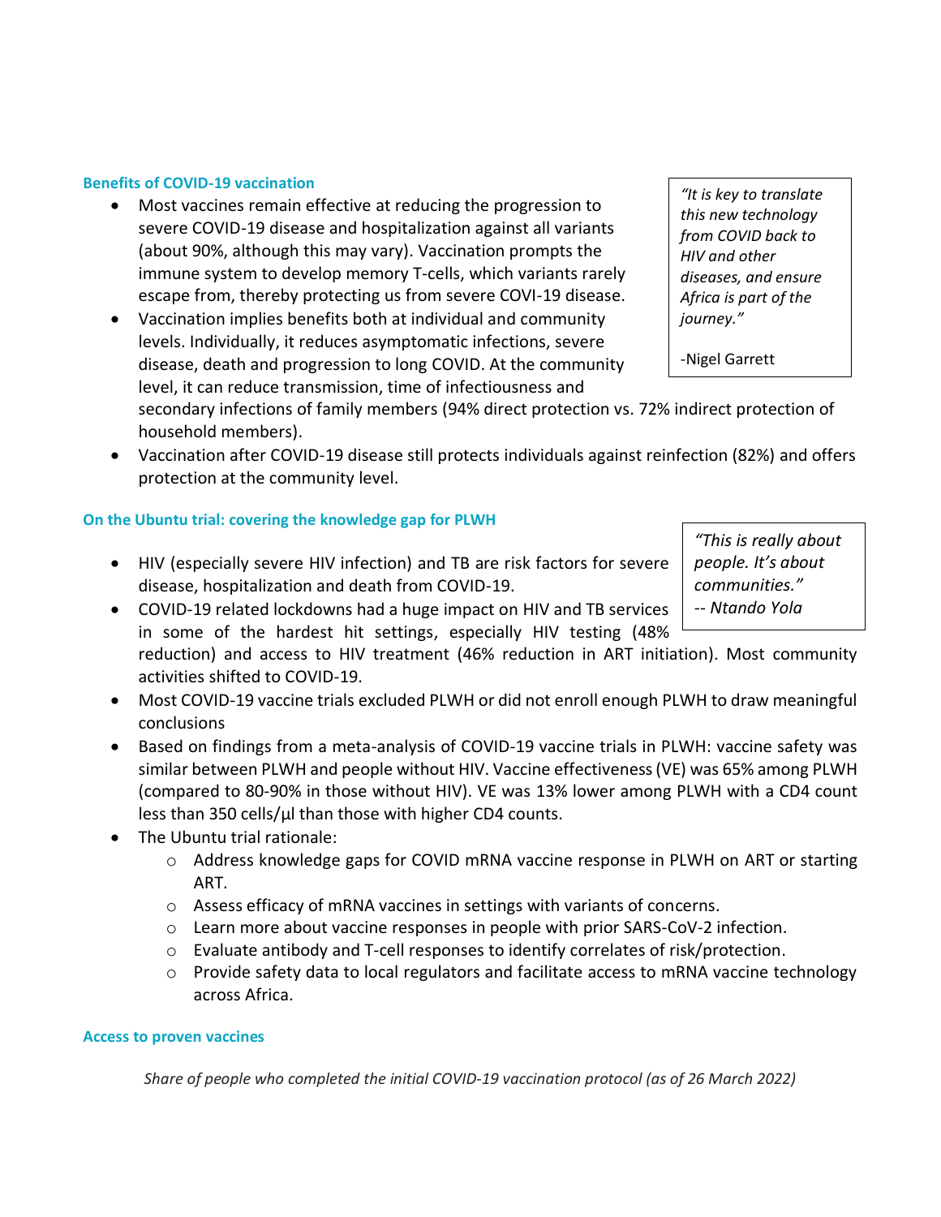### Benefits of COVID-19 vaccination

> *"It is key to translate this new technology from COVID back to HIV and other diseases, and ensure Africa is part of the journey."*
>
> -Nigel Garrett

- Most vaccines remain effective at reducing the progression to severe COVID-19 disease and hospitalization against all variants (about 90%, although this may vary). Vaccination prompts the immune system to develop memory T-cells, which variants rarely escape from, thereby protecting us from severe COVI-19 disease.
- Vaccination implies benefits both at individual and community levels. Individually, it reduces asymptomatic infections, severe disease, death and progression to long COVID. At the community level, it can reduce transmission, time of infectiousness and secondary infections of family members (94% direct protection vs. 72% indirect protection of household members).
- Vaccination after COVID-19 disease still protects individuals against reinfection (82%) and offers protection at the community level.

### On the Ubuntu trial: covering the knowledge gap for PLWH

> *"This is really about people. It's about communities."*
>
> *-- Ntando Yola*

- HIV (especially severe HIV infection) and TB are risk factors for severe disease, hospitalization and death from COVID-19.
- COVID-19 related lockdowns had a huge impact on HIV and TB services in some of the hardest hit settings, especially HIV testing (48% reduction) and access to HIV treatment (46% reduction in ART initiation). Most community activities shifted to COVID-19.
- Most COVID-19 vaccine trials excluded PLWH or did not enroll enough PLWH to draw meaningful conclusions
- Based on findings from a meta-analysis of COVID-19 vaccine trials in PLWH: vaccine safety was similar between PLWH and people without HIV. Vaccine effectiveness (VE) was 65% among PLWH (compared to 80-90% in those without HIV). VE was 13% lower among PLWH with a CD4 count less than 350 cells/µl than those with higher CD4 counts.
- The Ubuntu trial rationale:
    - Address knowledge gaps for COVID mRNA vaccine response in PLWH on ART or starting ART.
    - Assess efficacy of mRNA vaccines in settings with variants of concerns.
    - Learn more about vaccine responses in people with prior SARS-CoV-2 infection.
    - Evaluate antibody and T-cell responses to identify correlates of risk/protection.
    - Provide safety data to local regulators and facilitate access to mRNA vaccine technology across Africa.

### Access to proven vaccines

*Share of people who completed the initial COVID-19 vaccination protocol (as of 26 March 2022)*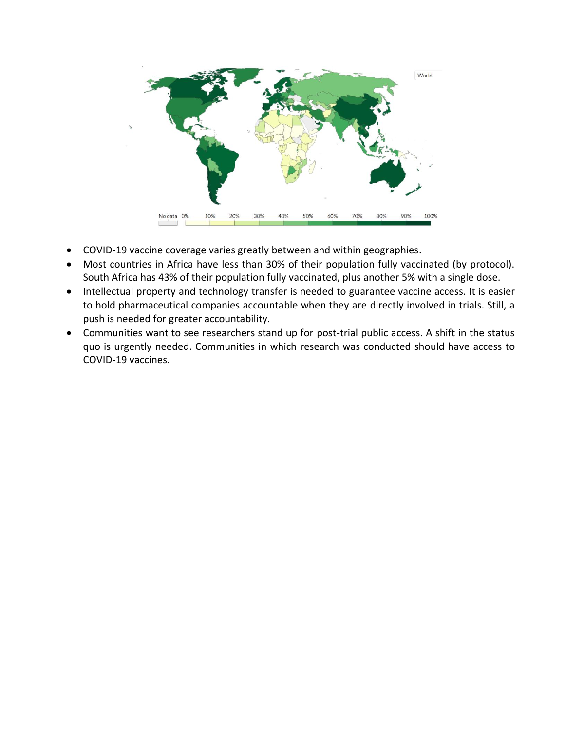World

No data 0% 10% 20% 30% 40% 50% 60% 70% 80% 90% 100%

- COVID-19 vaccine coverage varies greatly between and within geographies.
- Most countries in Africa have less than 30% of their population fully vaccinated (by protocol). South Africa has 43% of their population fully vaccinated, plus another 5% with a single dose.
- Intellectual property and technology transfer is needed to guarantee vaccine access. It is easier to hold pharmaceutical companies accountable when they are directly involved in trials. Still, a push is needed for greater accountability.
- Communities want to see researchers stand up for post-trial public access. A shift in the status quo is urgently needed. Communities in which research was conducted should have access to COVID-19 vaccines.